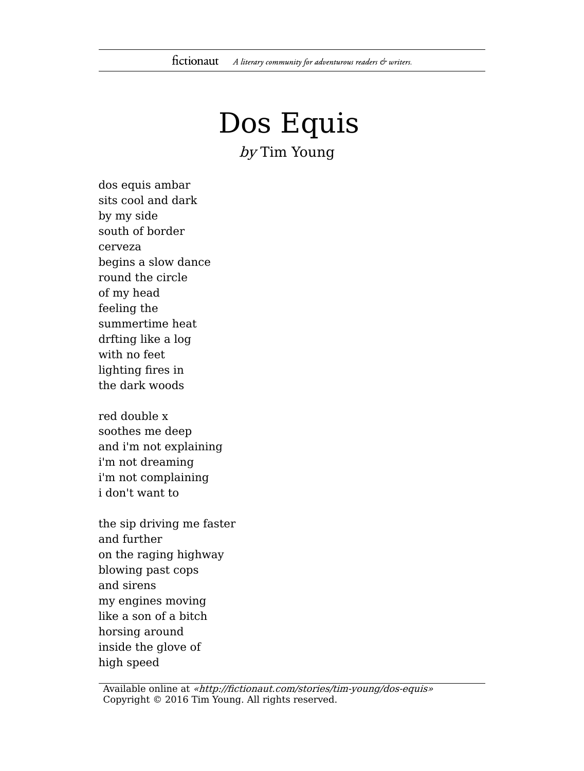# Dos Equis

*by* Tim Young

dos equis ambar
sits cool and dark
by my side
south of border
cerveza
begins a slow dance
round the circle
of my head
feeling the
summertime heat
drfting like a log
with no feet
lighting fires in
the dark woods

red double x
soothes me deep
and i'm not explaining
i'm not dreaming
i'm not complaining
i don't want to

the sip driving me faster
and further
on the raging highway
blowing past cops
and sirens
my engines moving
like a son of a bitch
horsing around
inside the glove of
high speed

Available online at *«http://fictionaut.com/stories/tim-young/dos-equis»*
Copyright © 2016 Tim Young. All rights reserved.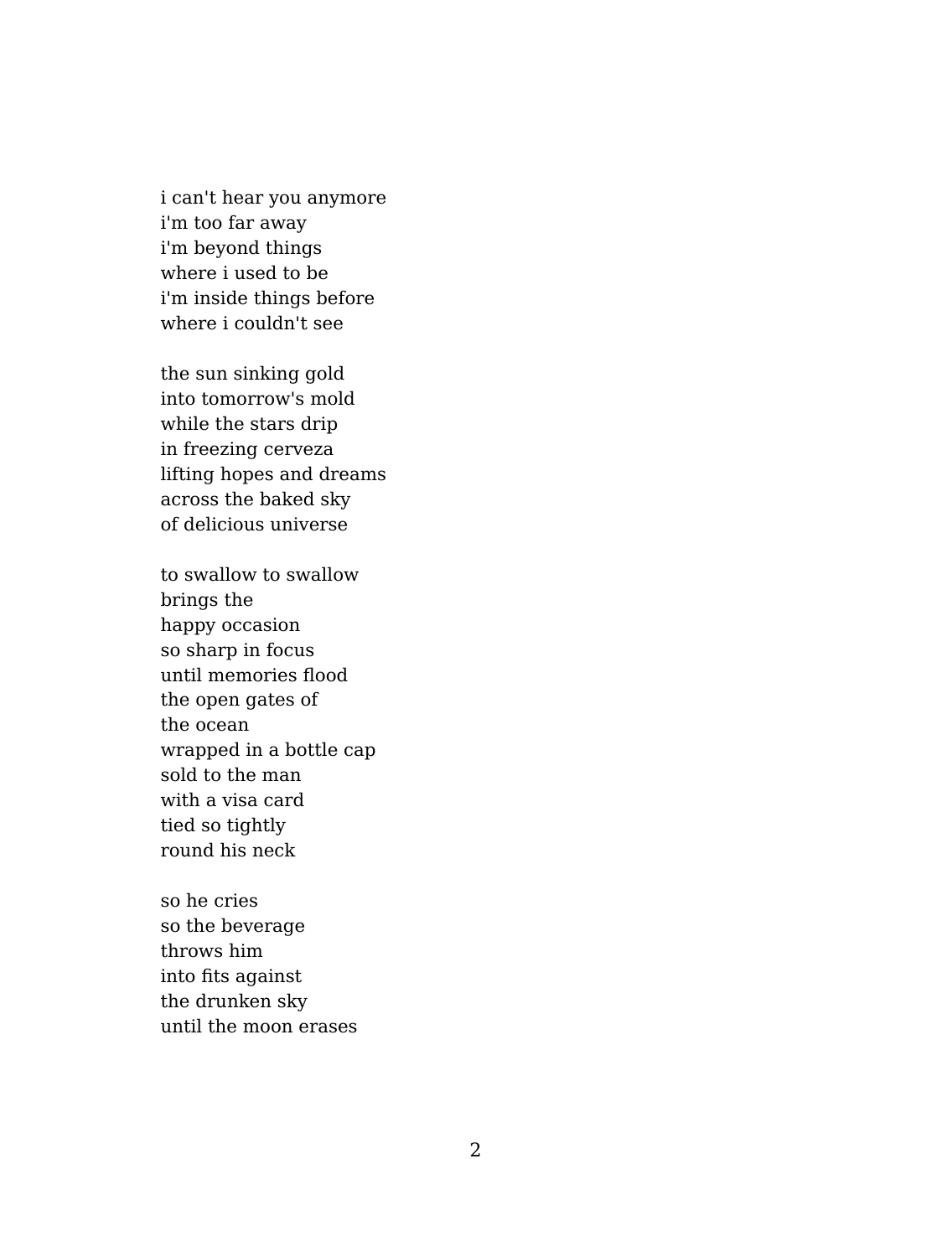i can't hear you anymore
i'm too far away
i'm beyond things
where i used to be
i'm inside things before
where i couldn't see

the sun sinking gold
into tomorrow's mold
while the stars drip
in freezing cerveza
lifting hopes and dreams
across the baked sky
of delicious universe

to swallow to swallow
brings the
happy occasion
so sharp in focus
until memories flood
the open gates of
the ocean
wrapped in a bottle cap
sold to the man
with a visa card
tied so tightly
round his neck

so he cries
so the beverage
throws him
into fits against
the drunken sky
until the moon erases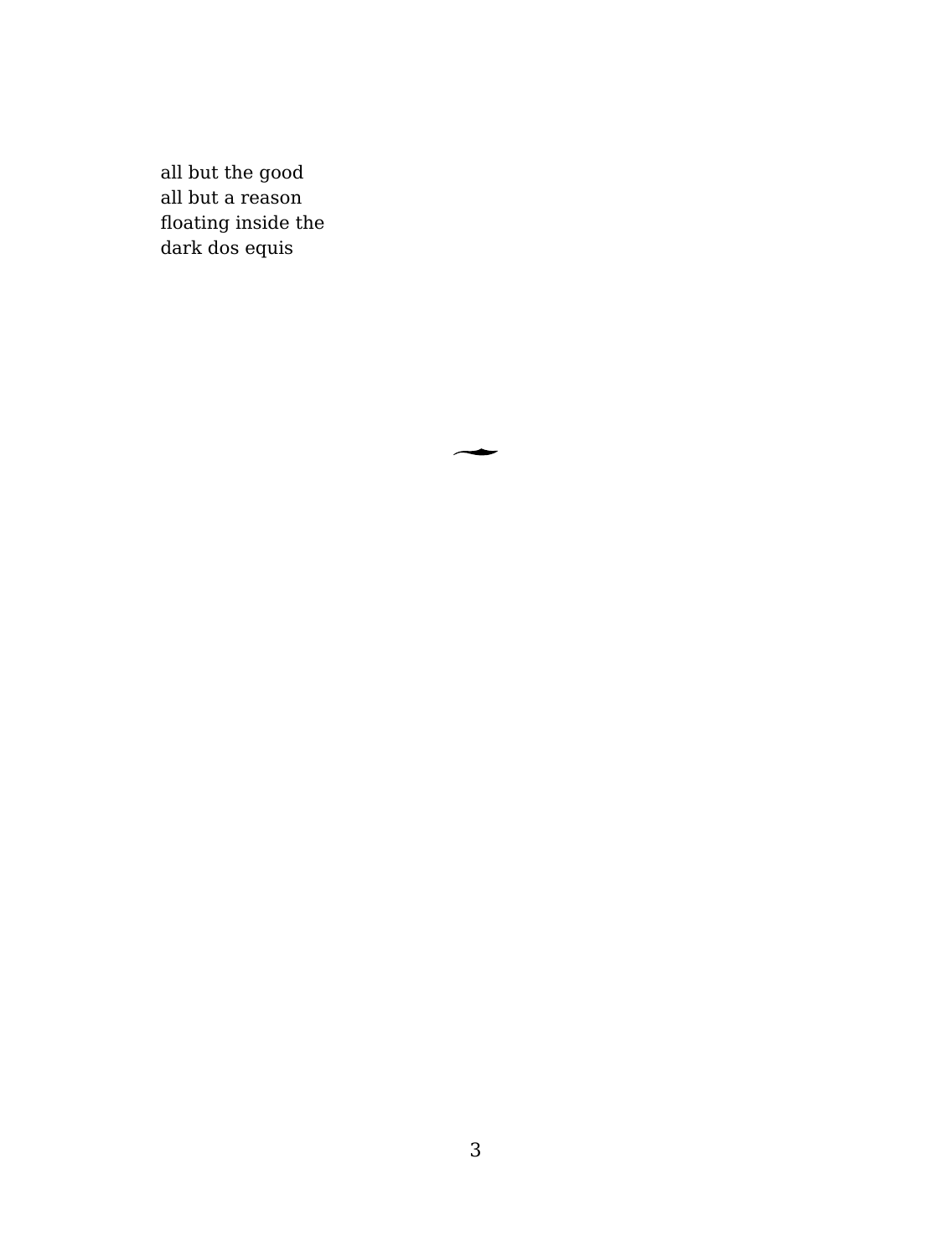all but the good
all but a reason
floating inside the
dark dos equis